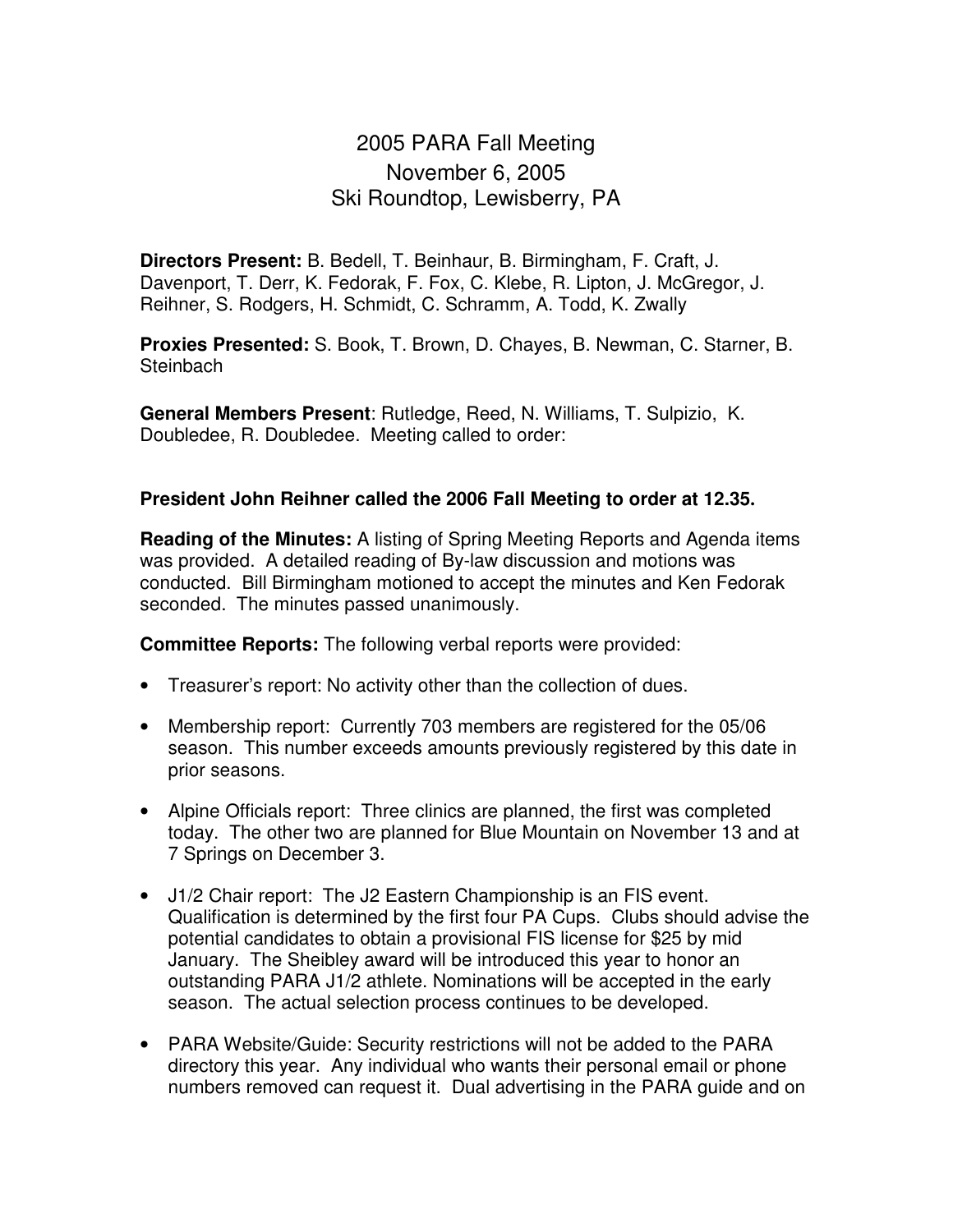# 2005 PARA Fall Meeting
## November 6, 2005
## Ski Roundtop, Lewisberry, PA

**Directors Present:** B. Bedell, T. Beinhaur, B. Birmingham, F. Craft, J. Davenport, T. Derr, K. Fedorak, F. Fox, C. Klebe, R. Lipton, J. McGregor, J. Reihner, S. Rodgers, H. Schmidt, C. Schramm, A. Todd, K. Zwally

**Proxies Presented:** S. Book, T. Brown, D. Chayes, B. Newman, C. Starner, B. Steinbach

**General Members Present**: Rutledge, Reed, N. Williams, T. Sulpizio, K. Doubledee, R. Doubledee. Meeting called to order:

**President John Reihner called the 2006 Fall Meeting to order at 12.35.**

**Reading of the Minutes:** A listing of Spring Meeting Reports and Agenda items was provided. A detailed reading of By-law discussion and motions was conducted. Bill Birmingham motioned to accept the minutes and Ken Fedorak seconded. The minutes passed unanimously.

**Committee Reports:** The following verbal reports were provided:

- Treasurer's report: No activity other than the collection of dues.
- Membership report: Currently 703 members are registered for the 05/06 season. This number exceeds amounts previously registered by this date in prior seasons.
- Alpine Officials report: Three clinics are planned, the first was completed today. The other two are planned for Blue Mountain on November 13 and at 7 Springs on December 3.
- J1/2 Chair report: The J2 Eastern Championship is an FIS event. Qualification is determined by the first four PA Cups. Clubs should advise the potential candidates to obtain a provisional FIS license for $25 by mid January. The Sheibley award will be introduced this year to honor an outstanding PARA J1/2 athlete. Nominations will be accepted in the early season. The actual selection process continues to be developed.
- PARA Website/Guide: Security restrictions will not be added to the PARA directory this year. Any individual who wants their personal email or phone numbers removed can request it. Dual advertising in the PARA guide and on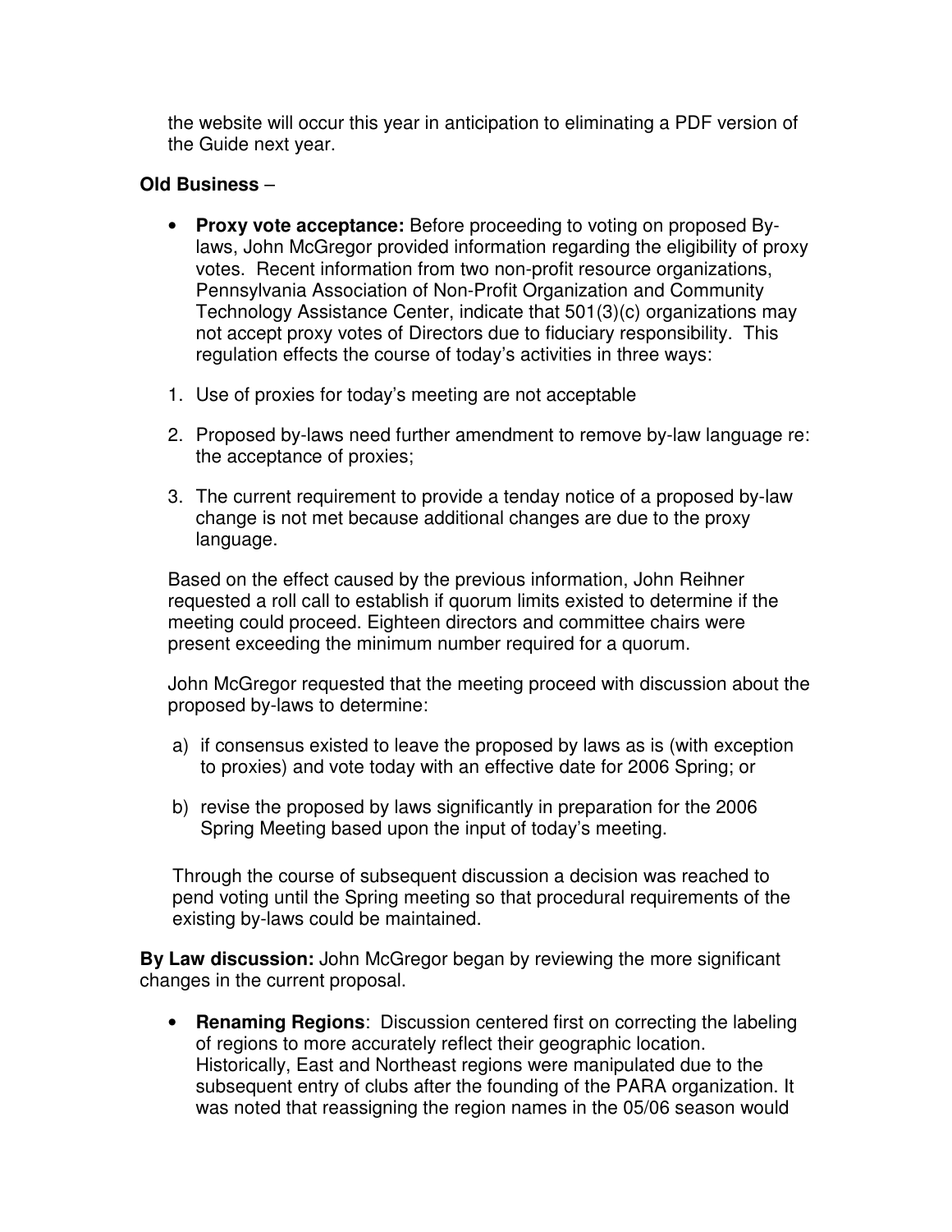the website will occur this year in anticipation to eliminating a PDF version of the Guide next year.

**Old Business** –

- **Proxy vote acceptance:** Before proceeding to voting on proposed By-laws, John McGregor provided information regarding the eligibility of proxy votes. Recent information from two non-profit resource organizations, Pennsylvania Association of Non-Profit Organization and Community Technology Assistance Center, indicate that 501(3)(c) organizations may not accept proxy votes of Directors due to fiduciary responsibility. This regulation effects the course of today's activities in three ways:

1. Use of proxies for today's meeting are not acceptable
2. Proposed by-laws need further amendment to remove by-law language re: the acceptance of proxies;
3. The current requirement to provide a tenday notice of a proposed by-law change is not met because additional changes are due to the proxy language.

Based on the effect caused by the previous information, John Reihner requested a roll call to establish if quorum limits existed to determine if the meeting could proceed. Eighteen directors and committee chairs were present exceeding the minimum number required for a quorum.

John McGregor requested that the meeting proceed with discussion about the proposed by-laws to determine:

a) if consensus existed to leave the proposed by laws as is (with exception to proxies) and vote today with an effective date for 2006 Spring; or

b) revise the proposed by laws significantly in preparation for the 2006 Spring Meeting based upon the input of today's meeting.

Through the course of subsequent discussion a decision was reached to pend voting until the Spring meeting so that procedural requirements of the existing by-laws could be maintained.

**By Law discussion:** John McGregor began by reviewing the more significant changes in the current proposal.

- **Renaming Regions**: Discussion centered first on correcting the labeling of regions to more accurately reflect their geographic location. Historically, East and Northeast regions were manipulated due to the subsequent entry of clubs after the founding of the PARA organization. It was noted that reassigning the region names in the 05/06 season would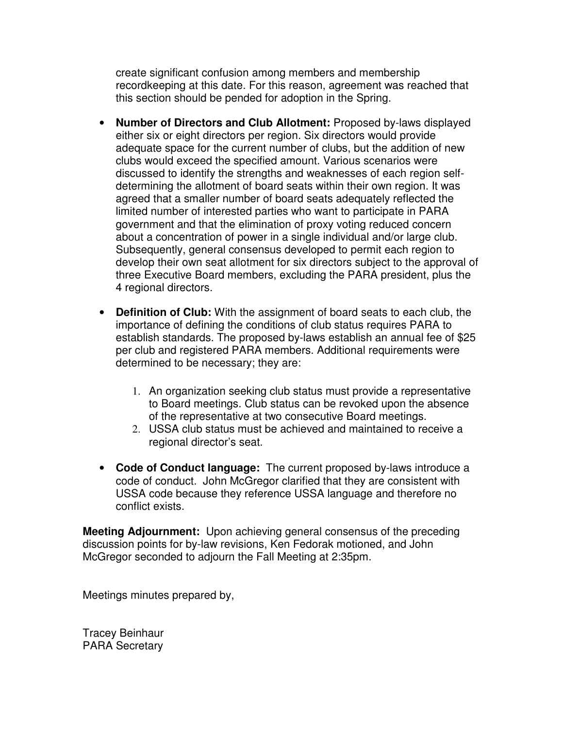create significant confusion among members and membership recordkeeping at this date. For this reason, agreement was reached that this section should be pended for adoption in the Spring.

- **Number of Directors and Club Allotment:** Proposed by-laws displayed either six or eight directors per region. Six directors would provide adequate space for the current number of clubs, but the addition of new clubs would exceed the specified amount. Various scenarios were discussed to identify the strengths and weaknesses of each region self-determining the allotment of board seats within their own region. It was agreed that a smaller number of board seats adequately reflected the limited number of interested parties who want to participate in PARA government and that the elimination of proxy voting reduced concern about a concentration of power in a single individual and/or large club. Subsequently, general consensus developed to permit each region to develop their own seat allotment for six directors subject to the approval of three Executive Board members, excluding the PARA president, plus the 4 regional directors.

- **Definition of Club:** With the assignment of board seats to each club, the importance of defining the conditions of club status requires PARA to establish standards. The proposed by-laws establish an annual fee of $25 per club and registered PARA members. Additional requirements were determined to be necessary; they are:

    1. An organization seeking club status must provide a representative to Board meetings. Club status can be revoked upon the absence of the representative at two consecutive Board meetings.
    2. USSA club status must be achieved and maintained to receive a regional director's seat.

- **Code of Conduct language:** The current proposed by-laws introduce a code of conduct. John McGregor clarified that they are consistent with USSA code because they reference USSA language and therefore no conflict exists.

**Meeting Adjournment:** Upon achieving general consensus of the preceding discussion points for by-law revisions, Ken Fedorak motioned, and John McGregor seconded to adjourn the Fall Meeting at 2:35pm.

Meetings minutes prepared by,

Tracey Beinhaur
PARA Secretary